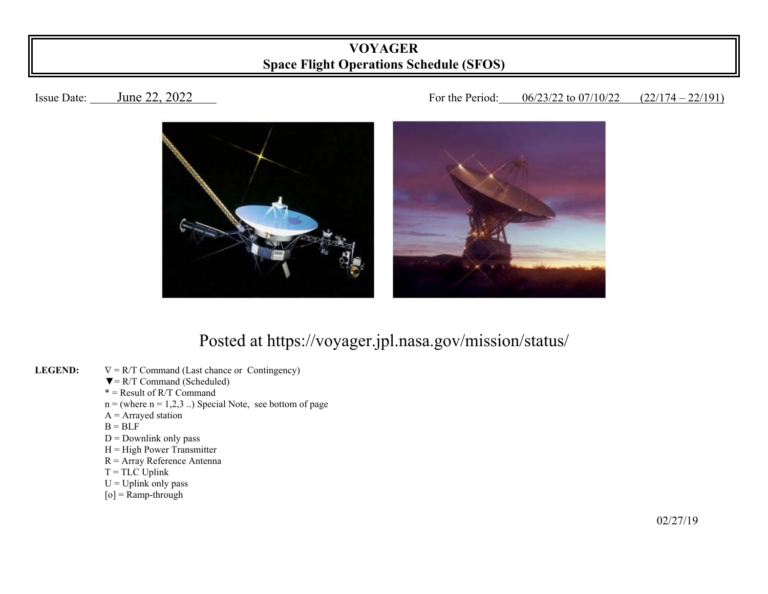# VOYAGER
## Space Flight Operations Schedule (SFOS)

Issue Date: June 22, 2022

For the Period: 06/23/22 to 07/10/22 (22/174 – 22/191)

Posted at https://voyager.jpl.nasa.gov/mission/status/

**LEGEND:**

- ∇ = R/T Command (Last chance or Contingency)
- ▼= R/T Command (Scheduled)
- * = Result of R/T Command
- n = (where n = 1,2,3 ..) Special Note, see bottom of page
- A = Arrayed station
- B = BLF
- D = Downlink only pass
- H = High Power Transmitter
- R = Array Reference Antenna
- T = TLC Uplink
- U = Uplink only pass
- [o] = Ramp-through

02/27/19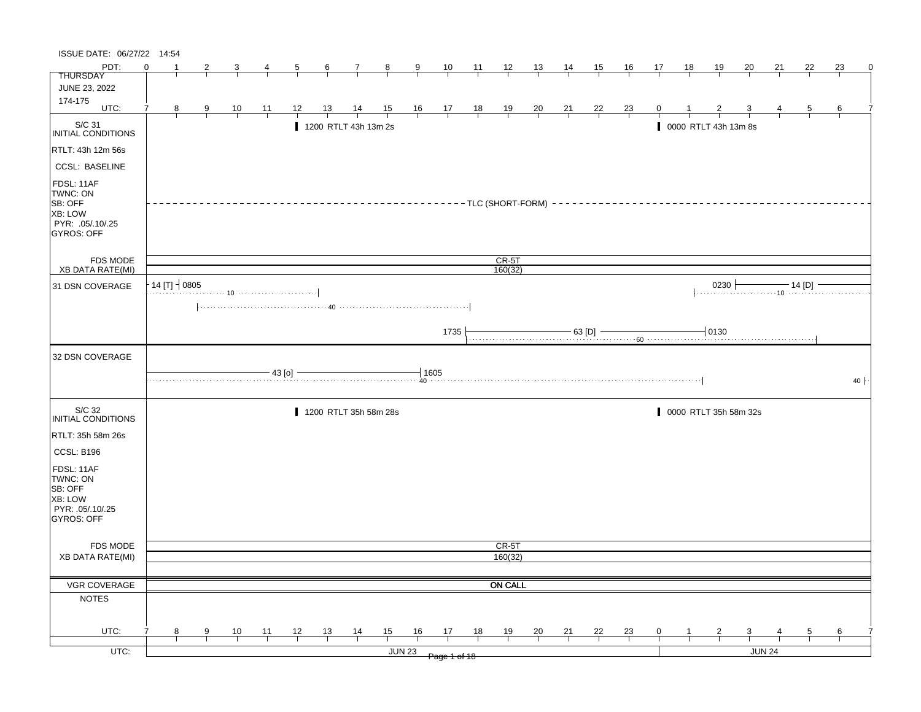ISSUE DATE: 06/27/22 14:54

| PDT: | 0 | 1 | 2 | 3 | 4 | 5 | 6 | 7 | 8 | 9 | 10 | 11 | 12 | 13 | 14 | 15 | 16 | 17 | 18 | 19 | 20 | 21 | 22 | 23 | 0 |
|---|---|---|---|---|---|---|---|---|---|---|---|---|---|---|---|---|---|---|---|---|---|---|---|---|---|
| THURSDAY JUNE 23, 2022 174-175 UTC: | 7 | 8 | 9 | 10 | 11 | 12 | 13 | 14 | 15 | 16 | 17 | 18 | 19 | 20 | 21 | 22 | 23 | 0 | 1 | 2 | 3 | 4 | 5 | 6 | 7 |

**S/C 31 INITIAL CONDITIONS**

- RTLT: 43h 12m 56s
- CCSL: BASELINE
- FDSL: 11AF
- TWNC: ON
- SB: OFF
- XB: LOW
- PYR: .05/.10/.25
- GYROS: OFF

1200 RTLT 43h 13m 2s

0000 RTLT 43h 13m 8s

TLC (SHORT-FORM)

FDS MODE: CR-5T

XB DATA RATE(MI): 160(32)

**31 DSN COVERAGE**

- 14 [T] — 0805 (10)
- 40
- 1735 — 63 [D] — 0130 (60)
- 0230 — 14 [D] (10)

**32 DSN COVERAGE**

- 43 [o] — 1605 (40)
- 40

**S/C 32 INITIAL CONDITIONS**

- RTLT: 35h 58m 26s
- CCSL: B196
- FDSL: 11AF
- TWNC: ON
- SB: OFF
- XB: LOW
- PYR: .05/.10/.25
- GYROS: OFF

1200 RTLT 35h 58m 28s

0000 RTLT 35h 58m 32s

FDS MODE: CR-5T

XB DATA RATE(MI): 160(32)

VGR COVERAGE: **ON CALL**

NOTES

| UTC: | 7 | 8 | 9 | 10 | 11 | 12 | 13 | 14 | 15 | 16 | 17 | 18 | 19 | 20 | 21 | 22 | 23 | 0 | 1 | 2 | 3 | 4 | 5 | 6 | 7 |
|---|---|---|---|---|---|---|---|---|---|---|---|---|---|---|---|---|---|---|---|---|---|---|---|---|---|

UTC: JUN 23 | JUN 24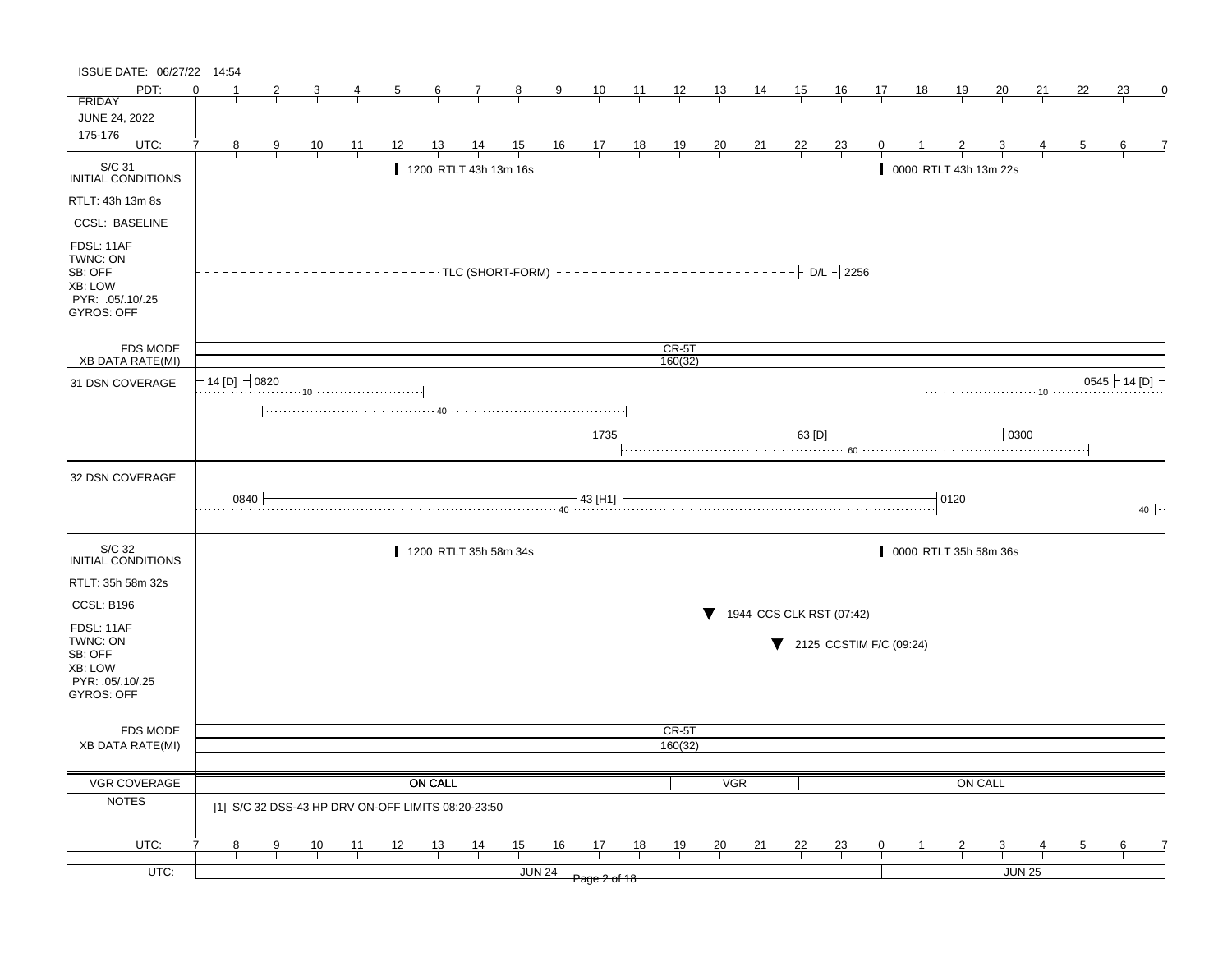ISSUE DATE: 06/27/22 14:54

FRIDAY
JUNE 24, 2022
175-176

| PDT: | 0 | 1 | 2 | 3 | 4 | 5 | 6 | 7 | 8 | 9 | 10 | 11 | 12 | 13 | 14 | 15 | 16 | 17 | 18 | 19 | 20 | 21 | 22 | 23 | 0 |
|---|---|---|---|---|---|---|---|---|---|---|---|---|---|---|---|---|---|---|---|---|---|---|---|---|---|
| UTC: | 7 | 8 | 9 | 10 | 11 | 12 | 13 | 14 | 15 | 16 | 17 | 18 | 19 | 20 | 21 | 22 | 23 | 0 | 1 | 2 | 3 | 4 | 5 | 6 | 7 |

## S/C 31 INITIAL CONDITIONS

RTLT: 43h 13m 8s
CCSL: BASELINE
FDSL: 11AF
TWNC: ON
SB: OFF
XB: LOW
PYR: .05/.10/.25
GYROS: OFF

- 1200 RTLT 43h 13m 16s
- 0000 RTLT 43h 13m 22s
- TLC (SHORT-FORM) — D/L — 2256

FDS MODE: CR-5T
XB DATA RATE(MI): 160(32)

## 31 DSN COVERAGE

- 14 [D] — 0820
- 10 (view period)
- 40 (view period)
- 1735 — 63 [D] — 0300
- 60 (view period)
- 10 (view period)
- 0545 — 14 [D]

## 32 DSN COVERAGE

- 0840 — 43 [H1] — 0120
- 40 (view period)
- 40 (view period)

## S/C 32 INITIAL CONDITIONS

RTLT: 35h 58m 32s
CCSL: B196
FDSL: 11AF
TWNC: ON
SB: OFF
XB: LOW
PYR: .05/.10/.25
GYROS: OFF

- 1200 RTLT 35h 58m 34s
- 0000 RTLT 35h 58m 36s
- 1944 CCS CLK RST (07:42)
- 2125 CCSTIM F/C (09:24)

FDS MODE: CR-5T
XB DATA RATE(MI): 160(32)

## VGR COVERAGE

ON CALL | VGR | ON CALL

## NOTES

[1] S/C 32 DSS-43 HP DRV ON-OFF LIMITS 08:20-23:50

UTC: JUN 24 | JUN 25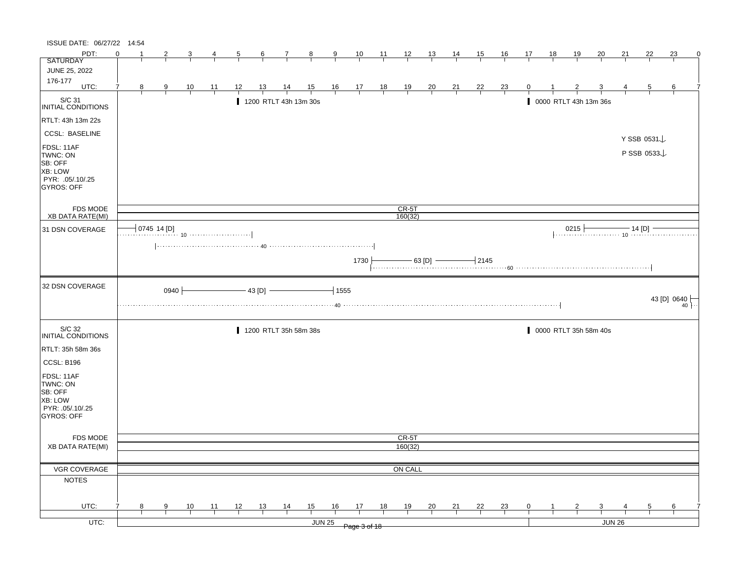ISSUE DATE: 06/27/22 14:54

**SATURDAY**
**JUNE 25, 2022**
**176-177**

| PDT | 0 | 1 | 2 | 3 | 4 | 5 | 6 | 7 | 8 | 9 | 10 | 11 | 12 | 13 | 14 | 15 | 16 | 17 | 18 | 19 | 20 | 21 | 22 | 23 | 0 |
|---|---|---|---|---|---|---|---|---|---|---|---|---|---|---|---|---|---|---|---|---|---|---|---|---|---|
| UTC | 7 | 8 | 9 | 10 | 11 | 12 | 13 | 14 | 15 | 16 | 17 | 18 | 19 | 20 | 21 | 22 | 23 | 0 | 1 | 2 | 3 | 4 | 5 | 6 | 7 |

## S/C 31 INITIAL CONDITIONS

- RTLT: 43h 13m 22s
- CCSL: BASELINE
- FDSL: 11AF
- TWNC: ON
- SB: OFF
- XB: LOW
- PYR: .05/.10/.25
- GYROS: OFF

Events:
- 1200 RTLT 43h 13m 30s
- 0000 RTLT 43h 13m 36s
- Y SSB 0531
- P SSB 0533

FDS MODE: CR-5T

XB DATA RATE(MI): 160(32)

## 31 DSN COVERAGE

- 0745 14 [D] (10)
- 40
- 1730 — 63 [D] — 2145 (60)
- 0215 — 14 [D] (10)

## 32 DSN COVERAGE

- 0940 — 43 [D] — 1555 (40)
- 43 [D] 0640 (40)

## S/C 32 INITIAL CONDITIONS

- RTLT: 35h 58m 36s
- CCSL: B196
- FDSL: 11AF
- TWNC: ON
- SB: OFF
- XB: LOW
- PYR: .05/.10/.25
- GYROS: OFF

Events:
- 1200 RTLT 35h 58m 38s
- 0000 RTLT 35h 58m 40s

FDS MODE: CR-5T

XB DATA RATE(MI): 160(32)

## VGR COVERAGE

ON CALL

## NOTES

| UTC | 7 | 8 | 9 | 10 | 11 | 12 | 13 | 14 | 15 | 16 | 17 | 18 | 19 | 20 | 21 | 22 | 23 | 0 | 1 | 2 | 3 | 4 | 5 | 6 | 7 |
|---|---|---|---|---|---|---|---|---|---|---|---|---|---|---|---|---|---|---|---|---|---|---|---|---|---|

UTC: JUN 25 | JUN 26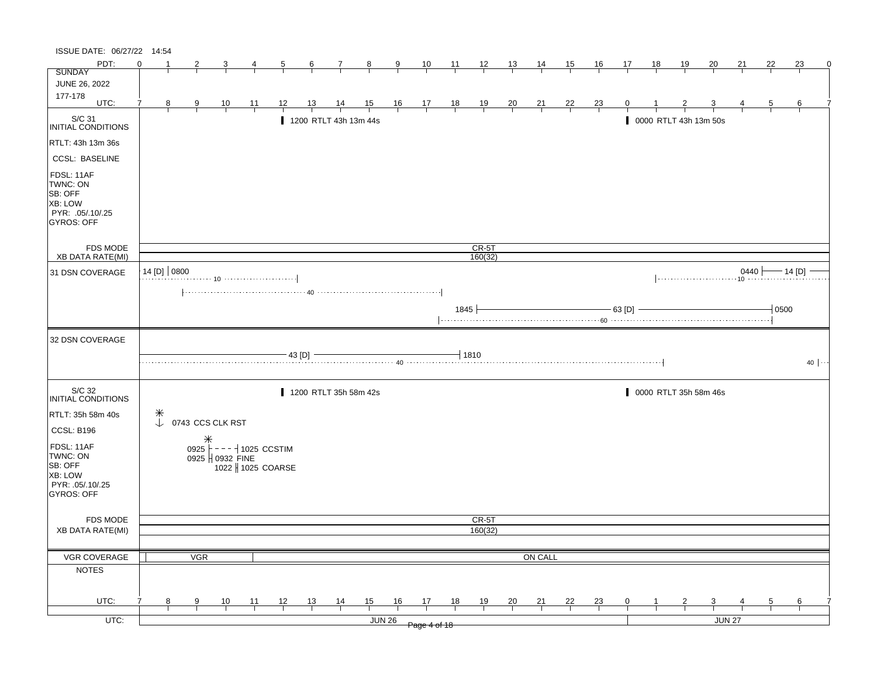ISSUE DATE: 06/27/22 14:54

| PDT: | 0 | 1 | 2 | 3 | 4 | 5 | 6 | 7 | 8 | 9 | 10 | 11 | 12 | 13 | 14 | 15 | 16 | 17 | 18 | 19 | 20 | 21 | 22 | 23 | 0 |
|---|---|---|---|---|---|---|---|---|---|---|---|---|---|---|---|---|---|---|---|---|---|---|---|---|---|
| UTC: | 7 | 8 | 9 | 10 | 11 | 12 | 13 | 14 | 15 | 16 | 17 | 18 | 19 | 20 | 21 | 22 | 23 | 0 | 1 | 2 | 3 | 4 | 5 | 6 | 7 |

SUNDAY
JUNE 26, 2022
177-178

**S/C 31 INITIAL CONDITIONS**

- RTLT: 43h 13m 36s
- CCSL: BASELINE
- FDSL: 11AF
- TWNC: ON
- SB: OFF
- XB: LOW
- PYR: .05/.10/.25
- GYROS: OFF

Events:
- 1200 RTLT 43h 13m 44s
- 0000 RTLT 43h 13m 50s

FDS MODE: CR-5T
XB DATA RATE(MI): 160(32)

**31 DSN COVERAGE**

- 14 [D] ends 0800; DSS 10 (to ~12 UTC)
- DSS 40 (~9 – ~17 UTC)
- 1845 – 63 [D] – 0500; DSS 60 (~17 – ~5 UTC)
- DSS 10 (~1 – ~7 UTC); 0440 – 14 [D]

**32 DSN COVERAGE**

- 43 [D] ends 1810; DSS 40 (~7 – ~1 UTC)
- DSS 40 (starts ~7 UTC)

**S/C 32 INITIAL CONDITIONS**

- RTLT: 35h 58m 40s
- CCSL: B196
- FDSL: 11AF
- TWNC: ON
- SB: OFF
- XB: LOW
- PYR: .05/.10/.25
- GYROS: OFF

Events:
- 1200 RTLT 35h 58m 42s
- 0000 RTLT 35h 58m 46s
- 0743 CCS CLK RST
- 0925 – 1025 CCSTIM
- 0925 – 0932 FINE
- 1022 – 1025 COARSE

FDS MODE: CR-5T
XB DATA RATE(MI): 160(32)

**VGR COVERAGE**: VGR (~7 – ~11 UTC); ON CALL (~11 – ~7 UTC)

**NOTES**

UTC: JUN 26 | JUN 27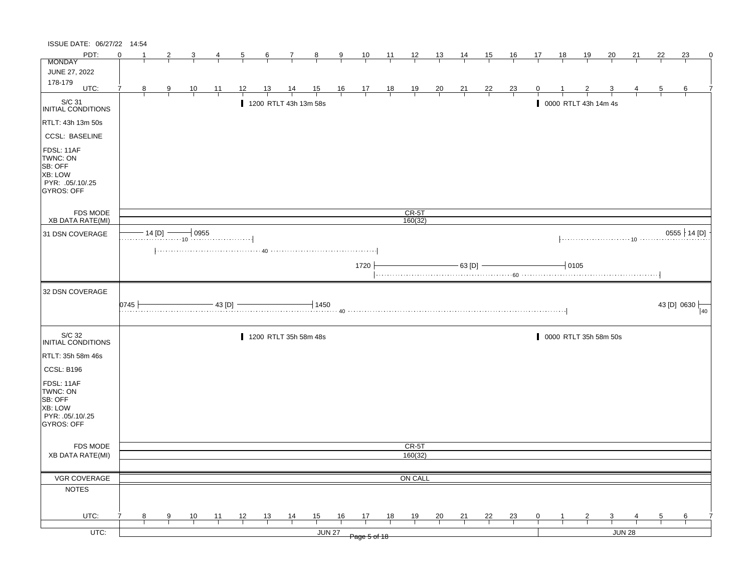ISSUE DATE: 06/27/22 14:54

| PDT: | 0 | 1 | 2 | 3 | 4 | 5 | 6 | 7 | 8 | 9 | 10 | 11 | 12 | 13 | 14 | 15 | 16 | 17 | 18 | 19 | 20 | 21 | 22 | 23 | 0 |
|---|---|---|---|---|---|---|---|---|---|---|---|---|---|---|---|---|---|---|---|---|---|---|---|---|---|
| MONDAY | | | | | | | | | | | | | | | | | | | | | | | | | |
| JUNE 27, 2022 | | | | | | | | | | | | | | | | | | | | | | | | | |
| 178-179 | | | | | | | | | | | | | | | | | | | | | | | | | |
| UTC: | 7 | 8 | 9 | 10 | 11 | 12 | 13 | 14 | 15 | 16 | 17 | 18 | 19 | 20 | 21 | 22 | 23 | 0 | 1 | 2 | 3 | 4 | 5 | 6 | 7 |

**S/C 31 INITIAL CONDITIONS**

- RTLT: 43h 13m 50s
- CCSL: BASELINE
- FDSL: 11AF
- TWNC: ON
- SB: OFF
- XB: LOW
- PYR: .05/.10/.25
- GYROS: OFF

1200 RTLT 43h 13m 58s

0000 RTLT 43h 14m 4s

FDS MODE: CR-5T

XB DATA RATE(MI): 160(32)

**31 DSN COVERAGE**

- 14 [D] — 0955 (10)
- 40
- 1720 — 63 [D] — 0105 (60)
- (10) 0555 — 14 [D]

**32 DSN COVERAGE**

- 0745 — 43 [D] — 1450 (40)
- 43 [D] 0630 — (40)

**S/C 32 INITIAL CONDITIONS**

- RTLT: 35h 58m 46s
- CCSL: B196
- FDSL: 11AF
- TWNC: ON
- SB: OFF
- XB: LOW
- PYR: .05/.10/.25
- GYROS: OFF

1200 RTLT 35h 58m 48s

0000 RTLT 35h 58m 50s

FDS MODE: CR-5T

XB DATA RATE(MI): 160(32)

VGR COVERAGE: ON CALL

NOTES

| UTC: | 7 | 8 | 9 | 10 | 11 | 12 | 13 | 14 | 15 | 16 | 17 | 18 | 19 | 20 | 21 | 22 | 23 | 0 | 1 | 2 | 3 | 4 | 5 | 6 | 7 |
|---|---|---|---|---|---|---|---|---|---|---|---|---|---|---|---|---|---|---|---|---|---|---|---|---|---|

UTC: JUN 27 | JUN 28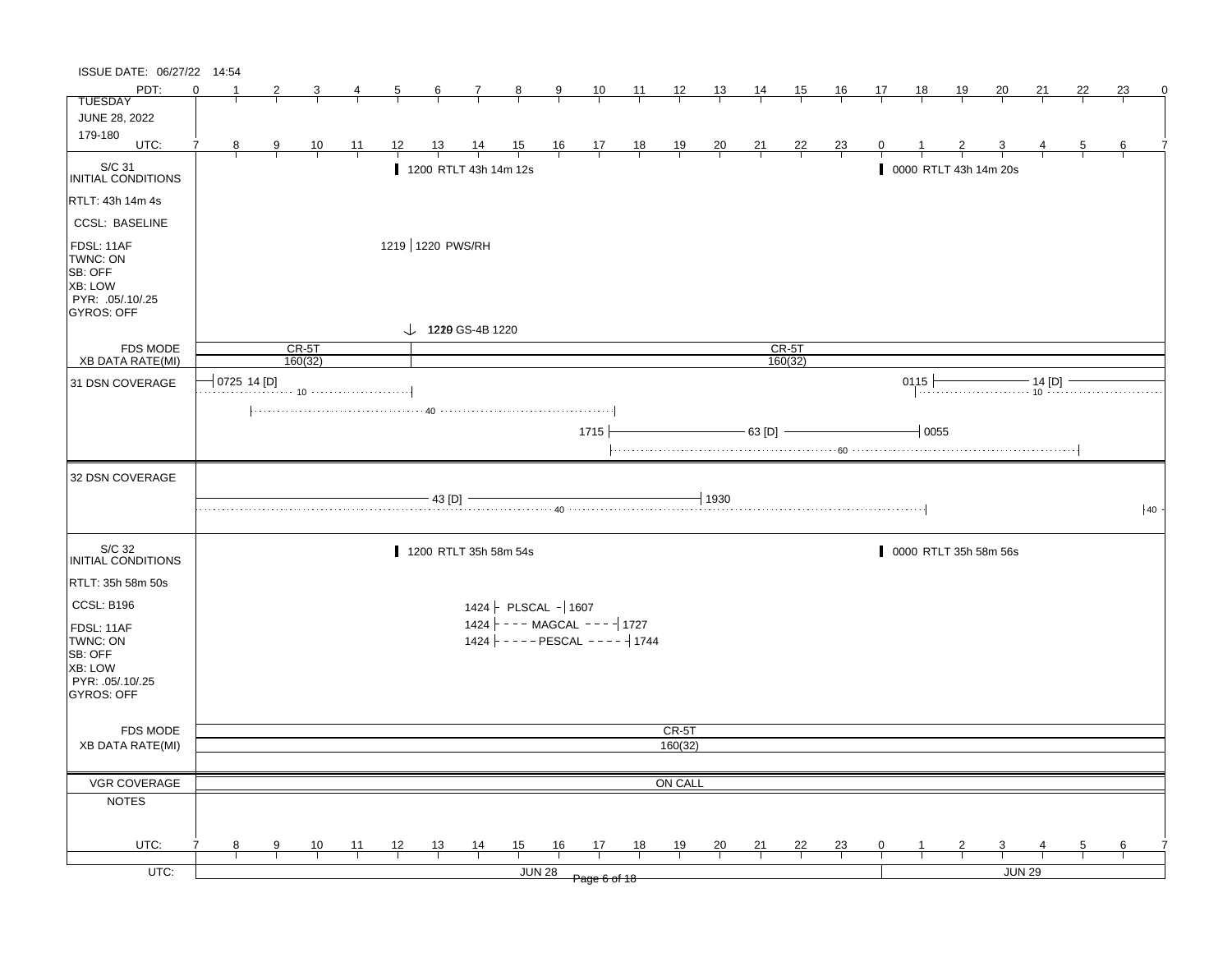ISSUE DATE: 06/27/22 14:54

**TUESDAY**
**JUNE 28, 2022**
**179-180**

PDT: 0 1 2 3 4 5 6 7 8 9 10 11 12 13 14 15 16 17 18 19 20 21 22 23 0

UTC: 7 8 9 10 11 12 13 14 15 16 17 18 19 20 21 22 23 0 1 2 3 4 5 6 7

## S/C 31 INITIAL CONDITIONS

- RTLT: 43h 14m 4s
- CCSL: BASELINE
- FDSL: 11AF
- TWNC: ON
- SB: OFF
- XB: LOW
- PYR: .05/.10/.25
- GYROS: OFF

Events:
- 1200 RTLT 43h 14m 12s
- 0000 RTLT 43h 14m 20s
- 1219 | 1220 PWS/RH
- 1220 GS-4B 1220

| FDS MODE | XB DATA RATE(MI) |
|---|---|
| CR-5T (to 1200 UTC) | 160(32) |
| CR-5T (from 1200 UTC) | 160(32) |

### 31 DSN COVERAGE

- 0725 14 [D] (10) — ends ~1200
- (40) ~0820 – ~1715
- 1715 — 63 [D] — 0055 (60, to ~0530)
- 0115 — 14 [D] (10) — continues

### 32 DSN COVERAGE

- 43 [D] — 1930 (40, continues to ~0055)
- 40 (from ~0645)

## S/C 32 INITIAL CONDITIONS

- RTLT: 35h 58m 50s
- CCSL: B196
- FDSL: 11AF
- TWNC: ON
- SB: OFF
- XB: LOW
- PYR: .05/.10/.25
- GYROS: OFF

Events:
- 1200 RTLT 35h 58m 54s
- 0000 RTLT 35h 58m 56s
- 1424 PLSCAL 1607
- 1424 MAGCAL 1727
- 1424 PESCAL 1744

| FDS MODE | XB DATA RATE(MI) |
|---|---|
| CR-5T | 160(32) |

**VGR COVERAGE:** ON CALL

**NOTES**

UTC: JUN 28 | JUN 29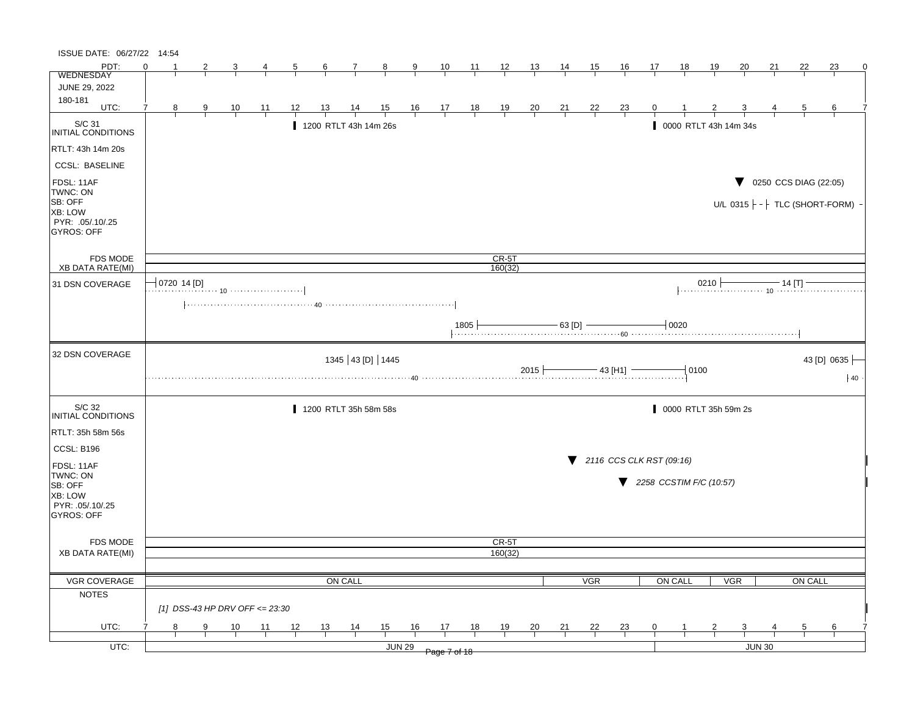ISSUE DATE: 06/27/22 14:54

WEDNESDAY
JUNE 29, 2022
180-181

| PDT: | 0 | 1 | 2 | 3 | 4 | 5 | 6 | 7 | 8 | 9 | 10 | 11 | 12 | 13 | 14 | 15 | 16 | 17 | 18 | 19 | 20 | 21 | 22 | 23 | 0 |
|---|---|---|---|---|---|---|---|---|---|---|---|---|---|---|---|---|---|---|---|---|---|---|---|---|---|
| UTC: | 7 | 8 | 9 | 10 | 11 | 12 | 13 | 14 | 15 | 16 | 17 | 18 | 19 | 20 | 21 | 22 | 23 | 0 | 1 | 2 | 3 | 4 | 5 | 6 | 7 |

## S/C 31 INITIAL CONDITIONS

- RTLT: 43h 14m 20s
- CCSL: BASELINE
- FDSL: 11AF
- TWNC: ON
- SB: OFF
- XB: LOW
- PYR: .05/.10/.25
- GYROS: OFF

Events:
- 1200 RTLT 43h 14m 26s
- 0000 RTLT 43h 14m 34s
- ▼ 0250 CCS DIAG (22:05)
- U/L 0315 TLC (SHORT-FORM)

FDS MODE: CR-5T
XB DATA RATE(MI): 160(32)

## 31 DSN COVERAGE

- 0720 14 [D] (10)
- 40
- 1805 — 63 [D] — 0020 (60)
- 0210 — 14 [T] (10)

## 32 DSN COVERAGE

- 1345 | 43 [D] | 1445
- 40
- 2015 — 43 [H1] — 0100
- 43 [D] 0635 (40)

## S/C 32 INITIAL CONDITIONS

- RTLT: 35h 58m 56s
- CCSL: B196
- FDSL: 11AF
- TWNC: ON
- SB: OFF
- XB: LOW
- PYR: .05/.10/.25
- GYROS: OFF

Events:
- 1200 RTLT 35h 58m 58s
- 0000 RTLT 35h 59m 2s
- ▼ *2116 CCS CLK RST (09:16)*
- ▼ *2258 CCSTIM F/C (10:57)*

FDS MODE: CR-5T
XB DATA RATE(MI): 160(32)

## VGR COVERAGE

ON CALL | VGR | ON CALL | VGR | ON CALL

## NOTES

*[1] DSS-43 HP DRV OFF <= 23:30*

UTC: JUN 29 | JUN 30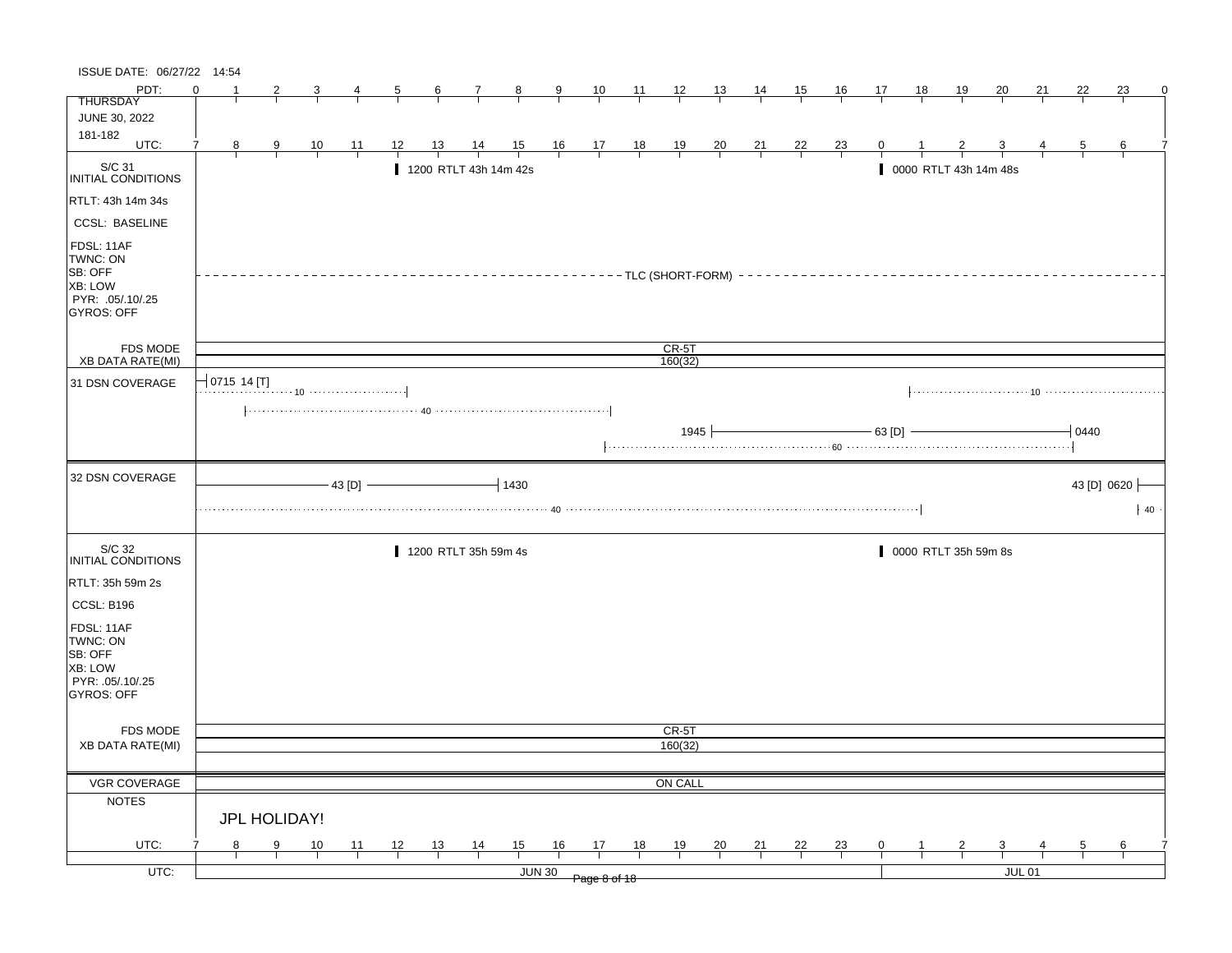ISSUE DATE: 06/27/22 14:54

**THURSDAY**
JUNE 30, 2022
181-182

PDT: 0 1 2 3 4 5 6 7 8 9 10 11 12 13 14 15 16 17 18 19 20 21 22 23 0
UTC: 7 8 9 10 11 12 13 14 15 16 17 18 19 20 21 22 23 0 1 2 3 4 5 6 7

## S/C 31 INITIAL CONDITIONS

- RTLT: 43h 14m 34s
- CCSL: BASELINE
- FDSL: 11AF
- TWNC: ON
- SB: OFF
- XB: LOW
- PYR: .05/.10/.25
- GYROS: OFF

Events:
- 1200 RTLT 43h 14m 42s
- 0000 RTLT 43h 14m 48s
- TLC (SHORT-FORM)

| FDS MODE | CR-5T |
| --- | --- |
| XB DATA RATE(MI) | 160(32) |

**31 DSN COVERAGE**

- 0715 14 [T] (10)
- 40
- 1945 — 63 [D] — 0440 (60)
- 10

**32 DSN COVERAGE**

- 43 [D] — 1430 (40)
- 43 [D] 0620 (40)

## S/C 32 INITIAL CONDITIONS

- RTLT: 35h 59m 2s
- CCSL: B196
- FDSL: 11AF
- TWNC: ON
- SB: OFF
- XB: LOW
- PYR: .05/.10/.25
- GYROS: OFF

Events:
- 1200 RTLT 35h 59m 4s
- 0000 RTLT 35h 59m 8s

| FDS MODE | CR-5T |
| --- | --- |
| XB DATA RATE(MI) | 160(32) |

| VGR COVERAGE | ON CALL |
| --- | --- |

**NOTES**

JPL HOLIDAY!

UTC: 7 8 9 10 11 12 13 14 15 16 17 18 19 20 21 22 23 0 1 2 3 4 5 6 7

UTC: JUN 30 | JUL 01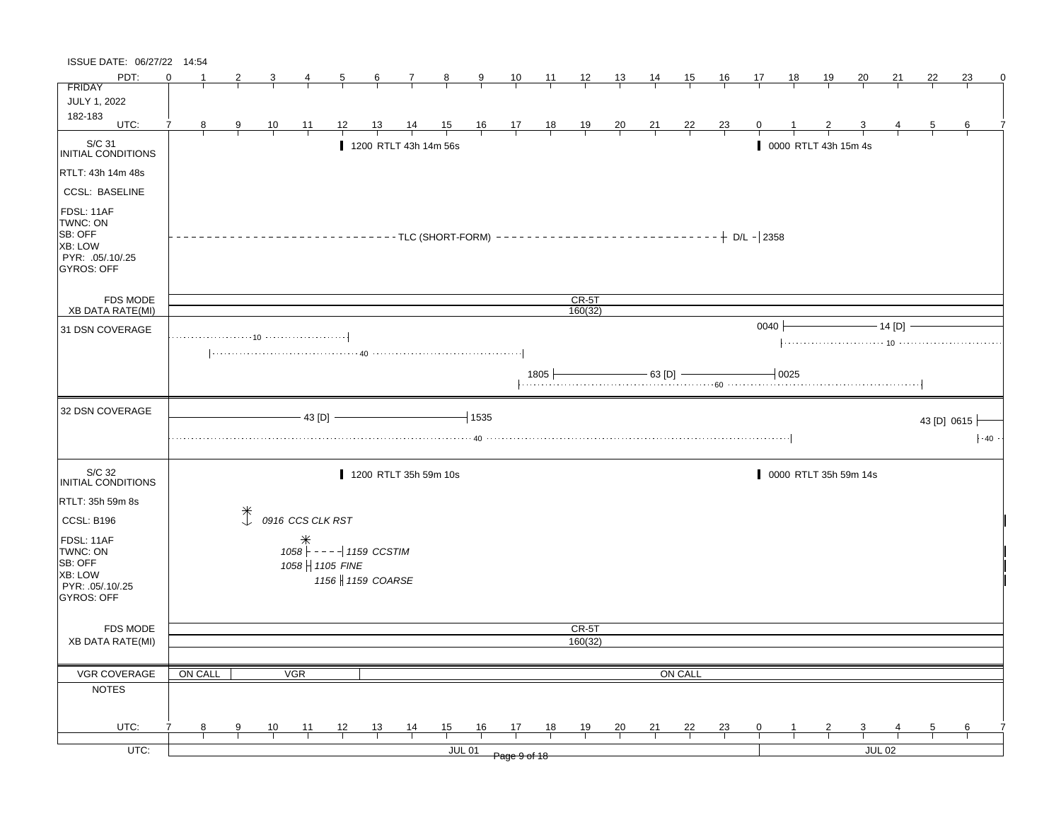ISSUE DATE: 06/27/22 14:54

| PDT: | 0 | 1 | 2 | 3 | 4 | 5 | 6 | 7 | 8 | 9 | 10 | 11 | 12 | 13 | 14 | 15 | 16 | 17 | 18 | 19 | 20 | 21 | 22 | 23 | 0 |
|---|---|---|---|---|---|---|---|---|---|---|---|---|---|---|---|---|---|---|---|---|---|---|---|---|---|
| **FRIDAY** | | | | | | | | | | | | | | | | | | | | | | | | | |
| **JULY 1, 2022** | | | | | | | | | | | | | | | | | | | | | | | | | |
| **182-183** | | | | | | | | | | | | | | | | | | | | | | | | | |
| UTC: | 7 | 8 | 9 | 10 | 11 | 12 | 13 | 14 | 15 | 16 | 17 | 18 | 19 | 20 | 21 | 22 | 23 | 0 | 1 | 2 | 3 | 4 | 5 | 6 | 7 |

## S/C 31 INITIAL CONDITIONS

- RTLT: 43h 14m 48s
- CCSL: BASELINE
- FDSL: 11AF
- TWNC: ON
- SB: OFF
- XB: LOW
- PYR: .05/.10/.25
- GYROS: OFF

Events:
- 1200 RTLT 43h 14m 56s
- 0000 RTLT 43h 15m 4s
- TLC (SHORT-FORM) — D/L — 2358

| | |
|---|---|
| FDS MODE | CR-5T |
| XB DATA RATE(MI) | 160(32) |

### 31 DSN COVERAGE

- 10 (to 12 UTC)
- 40 (9 – 17 UTC)
- 1805 — 63 [D] — 0025; 60 (17 – 5 UTC)
- 0040 — 14 [D]; 10 (1 – 7 UTC)

### 32 DSN COVERAGE

- 43 [D] — 1535; 40 (to 1 UTC)
- 43 [D] 0615; 40

## S/C 32 INITIAL CONDITIONS

- RTLT: 35h 59m 8s
- CCSL: B196
- FDSL: 11AF
- TWNC: ON
- SB: OFF
- XB: LOW
- PYR: .05/.10/.25
- GYROS: OFF

Events:
- 1200 RTLT 35h 59m 10s
- 0000 RTLT 35h 59m 14s
- *0916 CCS CLK RST*
- *1058 — 1159 CCSTIM*
- *1058 — 1105 FINE*
- *1156 — 1159 COARSE*

| | |
|---|---|
| FDS MODE | CR-5T |
| XB DATA RATE(MI) | 160(32) |

| VGR COVERAGE | ON CALL | VGR | ON CALL |
|---|---|---|---|

NOTES

| UTC: | 7 | 8 | 9 | 10 | 11 | 12 | 13 | 14 | 15 | 16 | 17 | 18 | 19 | 20 | 21 | 22 | 23 | 0 | 1 | 2 | 3 | 4 | 5 | 6 | 7 |
|---|---|---|---|---|---|---|---|---|---|---|---|---|---|---|---|---|---|---|---|---|---|---|---|---|---|

| UTC: | JUL 01 | JUL 02 |
|---|---|---|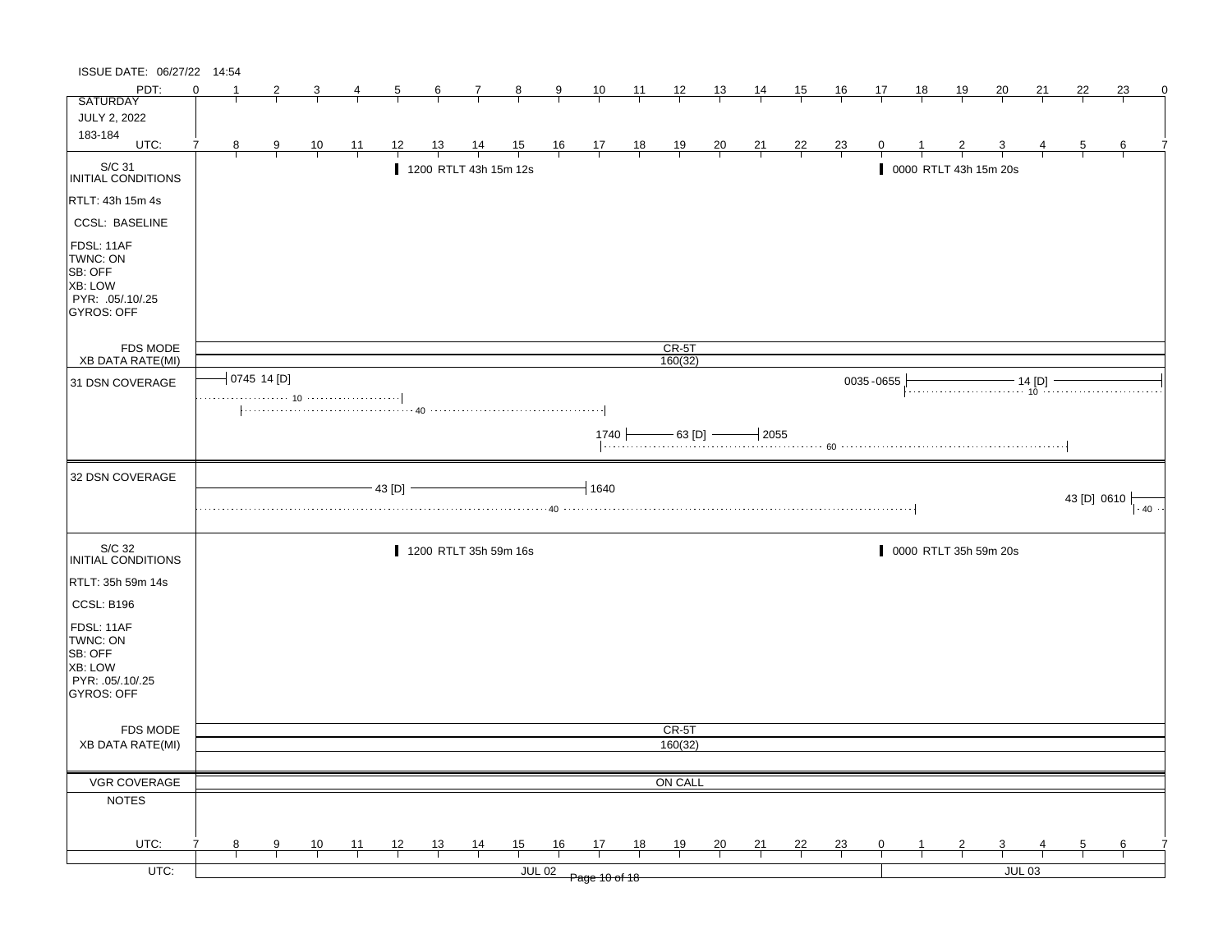ISSUE DATE: 06/27/22 14:54

| PDT: | 0 | 1 | 2 | 3 | 4 | 5 | 6 | 7 | 8 | 9 | 10 | 11 | 12 | 13 | 14 | 15 | 16 | 17 | 18 | 19 | 20 | 21 | 22 | 23 | 0 |
|---|---|---|---|---|---|---|---|---|---|---|---|---|---|---|---|---|---|---|---|---|---|---|---|---|---|
| SATURDAY | | | | | | | | | | | | | | | | | | | | | | | | | |
| JULY 2, 2022 | | | | | | | | | | | | | | | | | | | | | | | | | |
| 183-184 | | | | | | | | | | | | | | | | | | | | | | | | | |
| UTC: | 7 | 8 | 9 | 10 | 11 | 12 | 13 | 14 | 15 | 16 | 17 | 18 | 19 | 20 | 21 | 22 | 23 | 0 | 1 | 2 | 3 | 4 | 5 | 6 | 7 |

**S/C 31 INITIAL CONDITIONS**

- RTLT: 43h 15m 4s
- CCSL: BASELINE
- FDSL: 11AF
- TWNC: ON
- SB: OFF
- XB: LOW
- PYR: .05/.10/.25
- GYROS: OFF

Events: 1200 RTLT 43h 15m 12s; 0000 RTLT 43h 15m 20s

- FDS MODE: CR-5T
- XB DATA RATE(MI): 160(32)

**31 DSN COVERAGE**

- 0745 14 [D] (10)
- 40 (from ~0800 to ~1700 UTC)
- 1740 — 63 [D] — 2055 (60)
- 0035-0655 14 [D] (10)

**32 DSN COVERAGE**

- 43 [D] — 1640 (40)
- 43 [D] 0610 (40)

**S/C 32 INITIAL CONDITIONS**

- RTLT: 35h 59m 14s
- CCSL: B196
- FDSL: 11AF
- TWNC: ON
- SB: OFF
- XB: LOW
- PYR: .05/.10/.25
- GYROS: OFF

Events: 1200 RTLT 35h 59m 16s; 0000 RTLT 35h 59m 20s

- FDS MODE: CR-5T
- XB DATA RATE(MI): 160(32)

**VGR COVERAGE**: ON CALL

**NOTES**

| UTC: | 7 | 8 | 9 | 10 | 11 | 12 | 13 | 14 | 15 | 16 | 17 | 18 | 19 | 20 | 21 | 22 | 23 | 0 | 1 | 2 | 3 | 4 | 5 | 6 | 7 |
|---|---|---|---|---|---|---|---|---|---|---|---|---|---|---|---|---|---|---|---|---|---|---|---|---|---|

UTC: JUL 02 | JUL 03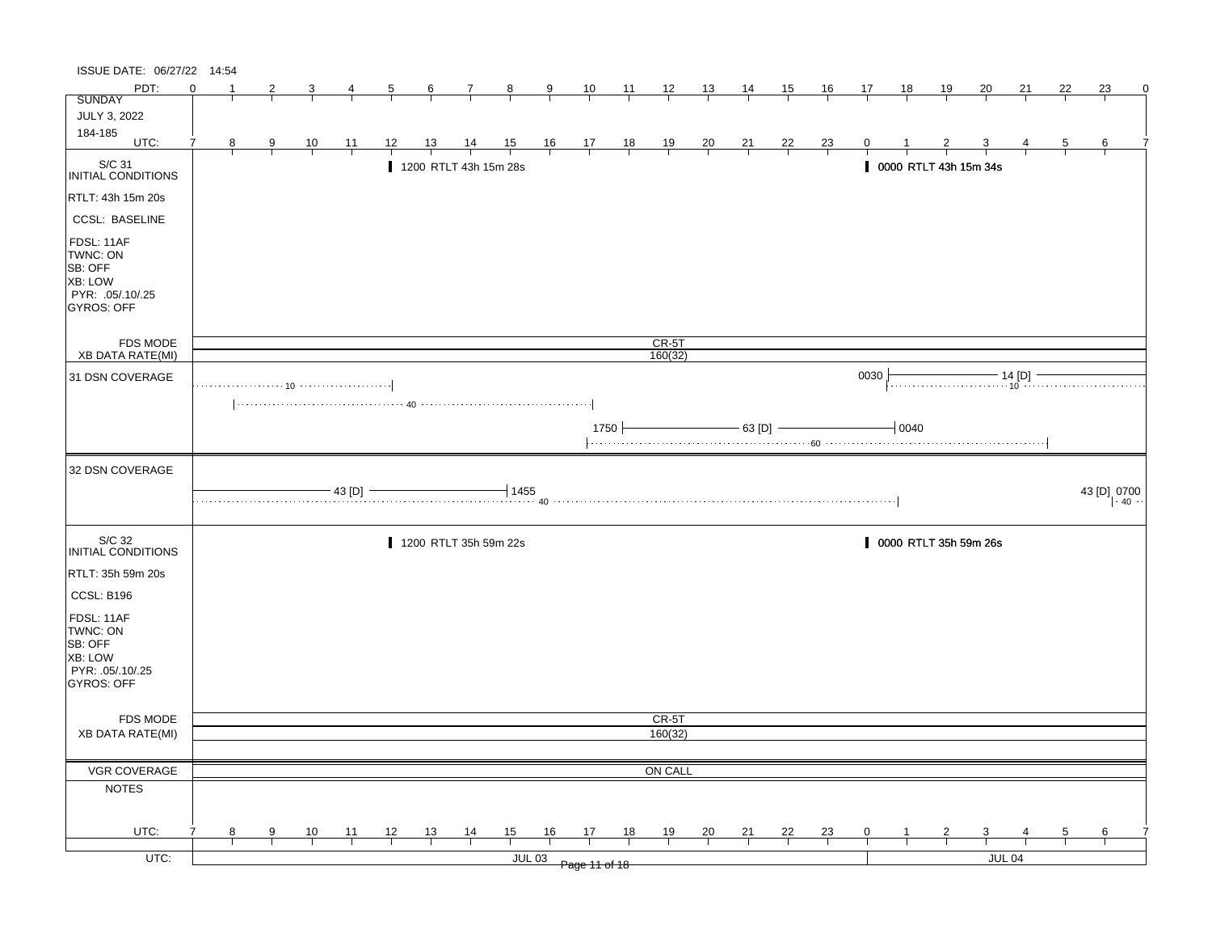ISSUE DATE: 06/27/22 14:54

| PDT: | 0 | 1 | 2 | 3 | 4 | 5 | 6 | 7 | 8 | 9 | 10 | 11 | 12 | 13 | 14 | 15 | 16 | 17 | 18 | 19 | 20 | 21 | 22 | 23 | 0 |
|---|---|---|---|---|---|---|---|---|---|---|---|---|---|---|---|---|---|---|---|---|---|---|---|---|---|
| UTC: | 7 | 8 | 9 | 10 | 11 | 12 | 13 | 14 | 15 | 16 | 17 | 18 | 19 | 20 | 21 | 22 | 23 | 0 | 1 | 2 | 3 | 4 | 5 | 6 | 7 |

SUNDAY
JULY 3, 2022
184-185

**S/C 31 INITIAL CONDITIONS**

RTLT: 43h 15m 20s
CCSL: BASELINE
FDSL: 11AF
TWNC: ON
SB: OFF
XB: LOW
PYR: .05/.10/.25
GYROS: OFF

- 1200 RTLT 43h 15m 28s
- 0000 RTLT 43h 15m 34s

FDS MODE: CR-5T
XB DATA RATE(MI): 160(32)

**31 DSN COVERAGE**

- 10 (to 1200 UTC)
- 40 (0800 – 1700 UTC)
- 1750 — 63 [D] — 0040; 60 (1700 – 0500 UTC)
- 0030 — 14 [D]; 10

**32 DSN COVERAGE**

- 43 [D] — 1455; 40 (to 0100 UTC)
- 43 [D] 0700; 40

**S/C 32 INITIAL CONDITIONS**

RTLT: 35h 59m 20s
CCSL: B196
FDSL: 11AF
TWNC: ON
SB: OFF
XB: LOW
PYR: .05/.10/.25
GYROS: OFF

- 1200 RTLT 35h 59m 22s
- 0000 RTLT 35h 59m 26s

FDS MODE: CR-5T
XB DATA RATE(MI): 160(32)

VGR COVERAGE: ON CALL

NOTES

UTC: JUL 03 | JUL 04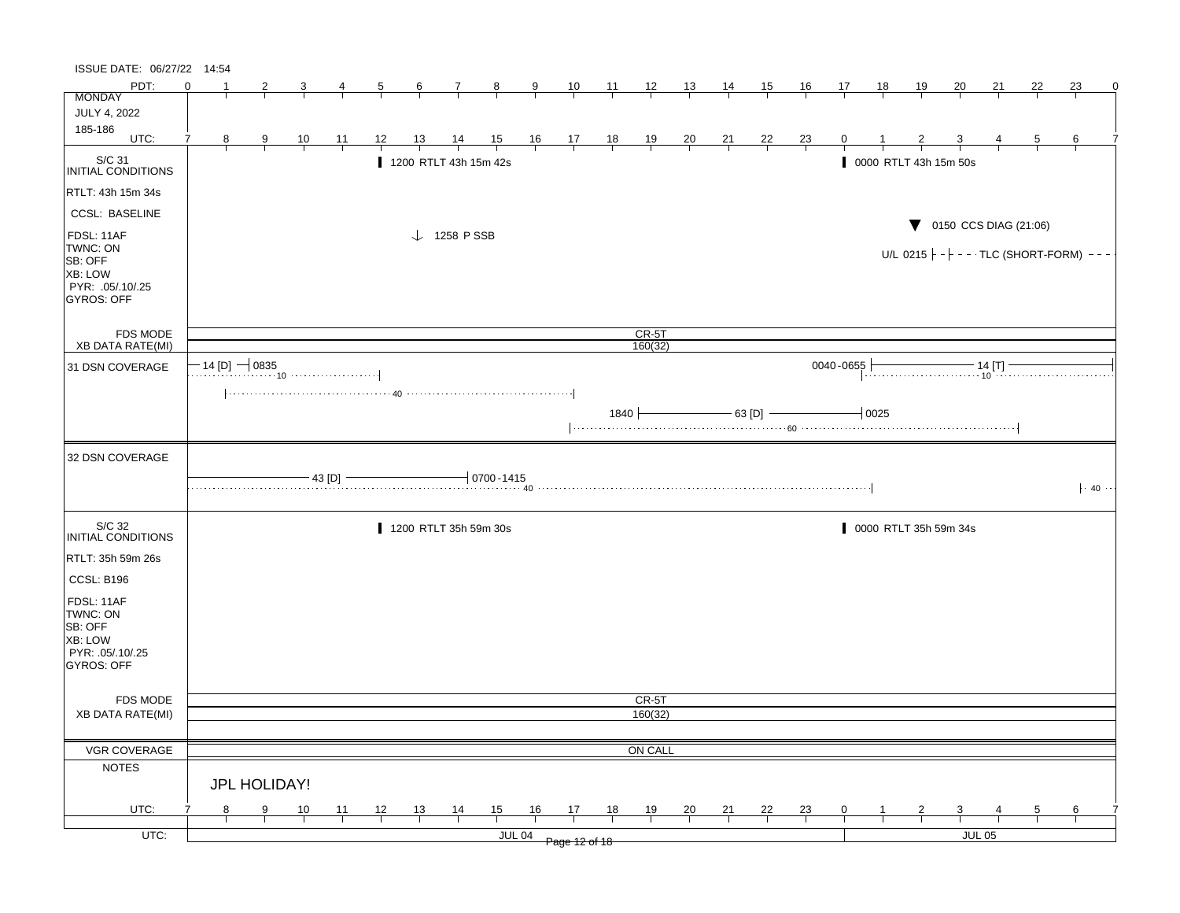ISSUE DATE: 06/27/22 14:54

**MONDAY**
**JULY 4, 2022**
**185-186**

| PDT: | 0 | 1 | 2 | 3 | 4 | 5 | 6 | 7 | 8 | 9 | 10 | 11 | 12 | 13 | 14 | 15 | 16 | 17 | 18 | 19 | 20 | 21 | 22 | 23 | 0 |
|---|---|---|---|---|---|---|---|---|---|---|---|---|---|---|---|---|---|---|---|---|---|---|---|---|---|
| UTC: | 7 | 8 | 9 | 10 | 11 | 12 | 13 | 14 | 15 | 16 | 17 | 18 | 19 | 20 | 21 | 22 | 23 | 0 | 1 | 2 | 3 | 4 | 5 | 6 | 7 |

## S/C 31 INITIAL CONDITIONS

- RTLT: 43h 15m 34s
- CCSL: BASELINE
- FDSL: 11AF
- TWNC: ON
- SB: OFF
- XB: LOW
- PYR: .05/.10/.25
- GYROS: OFF

Events:
- 1200 RTLT 43h 15m 42s
- 1258 P SSB
- 0000 RTLT 43h 15m 50s
- 0150 CCS DIAG (21:06)
- U/L 0215 TLC (SHORT-FORM)

| FDS MODE | CR-5T |
|---|---|
| XB DATA RATE(MI) | 160(32) |

**31 DSN COVERAGE**
- 14 [D] — 0835 (10)
- 40
- 1840 — 63 [D] — 0025 (60)
- 0040-0655 — 14 [T] (10)

**32 DSN COVERAGE**
- 43 [D] — 0700-1415 (40)
- 40

## S/C 32 INITIAL CONDITIONS

- RTLT: 35h 59m 26s
- CCSL: B196
- FDSL: 11AF
- TWNC: ON
- SB: OFF
- XB: LOW
- PYR: .05/.10/.25
- GYROS: OFF

Events:
- 1200 RTLT 35h 59m 30s
- 0000 RTLT 35h 59m 34s

| FDS MODE | CR-5T |
|---|---|
| XB DATA RATE(MI) | 160(32) |

| VGR COVERAGE | ON CALL |
|---|---|

**NOTES**

JPL HOLIDAY!

UTC: JUL 04 | JUL 05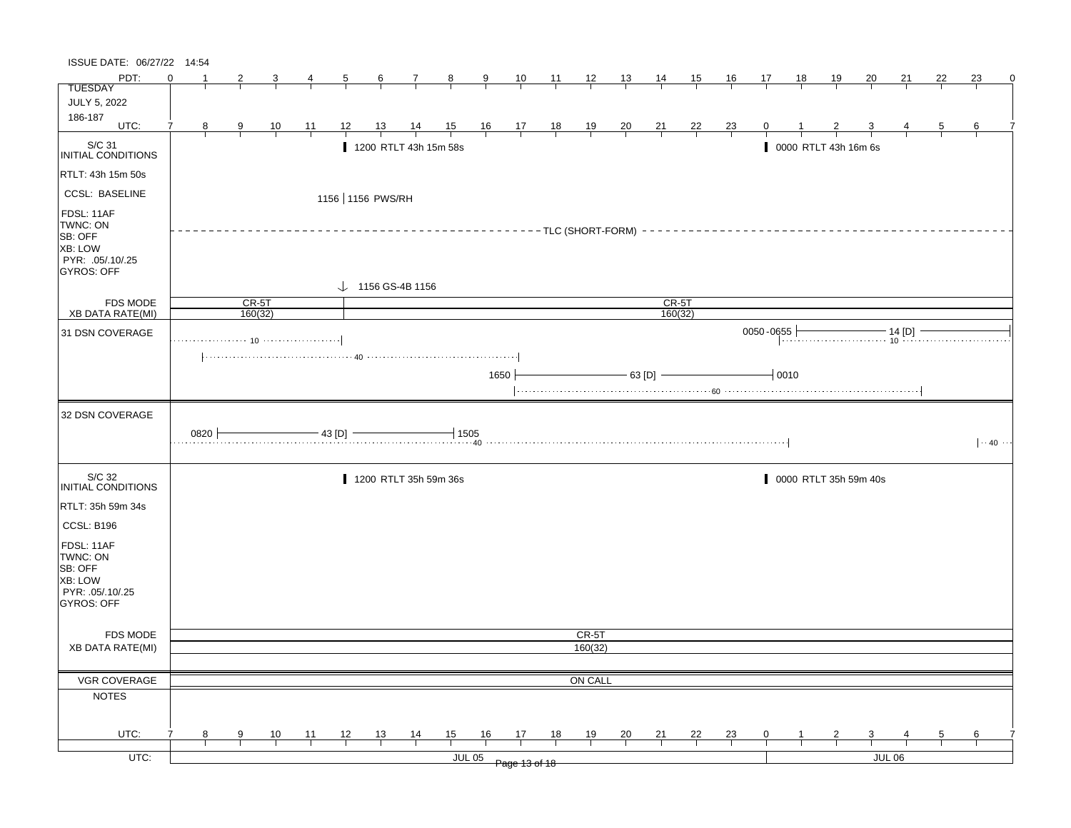ISSUE DATE: 06/27/22 14:54

| PDT: | 0 | 1 | 2 | 3 | 4 | 5 | 6 | 7 | 8 | 9 | 10 | 11 | 12 | 13 | 14 | 15 | 16 | 17 | 18 | 19 | 20 | 21 | 22 | 23 | 0 |
|---|---|---|---|---|---|---|---|---|---|---|---|---|---|---|---|---|---|---|---|---|---|---|---|---|---|
| UTC: | 7 | 8 | 9 | 10 | 11 | 12 | 13 | 14 | 15 | 16 | 17 | 18 | 19 | 20 | 21 | 22 | 23 | 0 | 1 | 2 | 3 | 4 | 5 | 6 | 7 |

TUESDAY
JULY 5, 2022
186-187

**S/C 31 INITIAL CONDITIONS**

RTLT: 43h 15m 50s
CCSL: BASELINE
FDSL: 11AF
TWNC: ON
SB: OFF
XB: LOW
PYR: .05/.10/.25
GYROS: OFF

- 1200 RTLT 43h 15m 58s
- 0000 RTLT 43h 16m 6s
- 1156 | 1156 PWS/RH
- TLC (SHORT-FORM)
- 1156 GS-4B 1156

| FDS MODE | CR-5T | CR-5T |
|---|---|---|
| XB DATA RATE(MI) | 160(32) | 160(32) |

**31 DSN COVERAGE**

- 10 (through 1200 UTC)
- 40 (0800–1700 UTC)
- 1650 — 63 [D] — 0010
- 60 (1700–0500 UTC)
- 0050-0655 — 14 [D]
- 10 (0100 UTC onward)

**32 DSN COVERAGE**

- 0820 — 43 [D] — 1505
- 40 (through 0100 UTC)
- 40 (0600 UTC onward)

**S/C 32 INITIAL CONDITIONS**

RTLT: 35h 59m 34s
CCSL: B196
FDSL: 11AF
TWNC: ON
SB: OFF
XB: LOW
PYR: .05/.10/.25
GYROS: OFF

- 1200 RTLT 35h 59m 36s
- 0000 RTLT 35h 59m 40s

| FDS MODE | CR-5T |
|---|---|
| XB DATA RATE(MI) | 160(32) |

| VGR COVERAGE | ON CALL |
|---|---|

NOTES

| UTC: | JUL 05 | JUL 06 |
|---|---|---|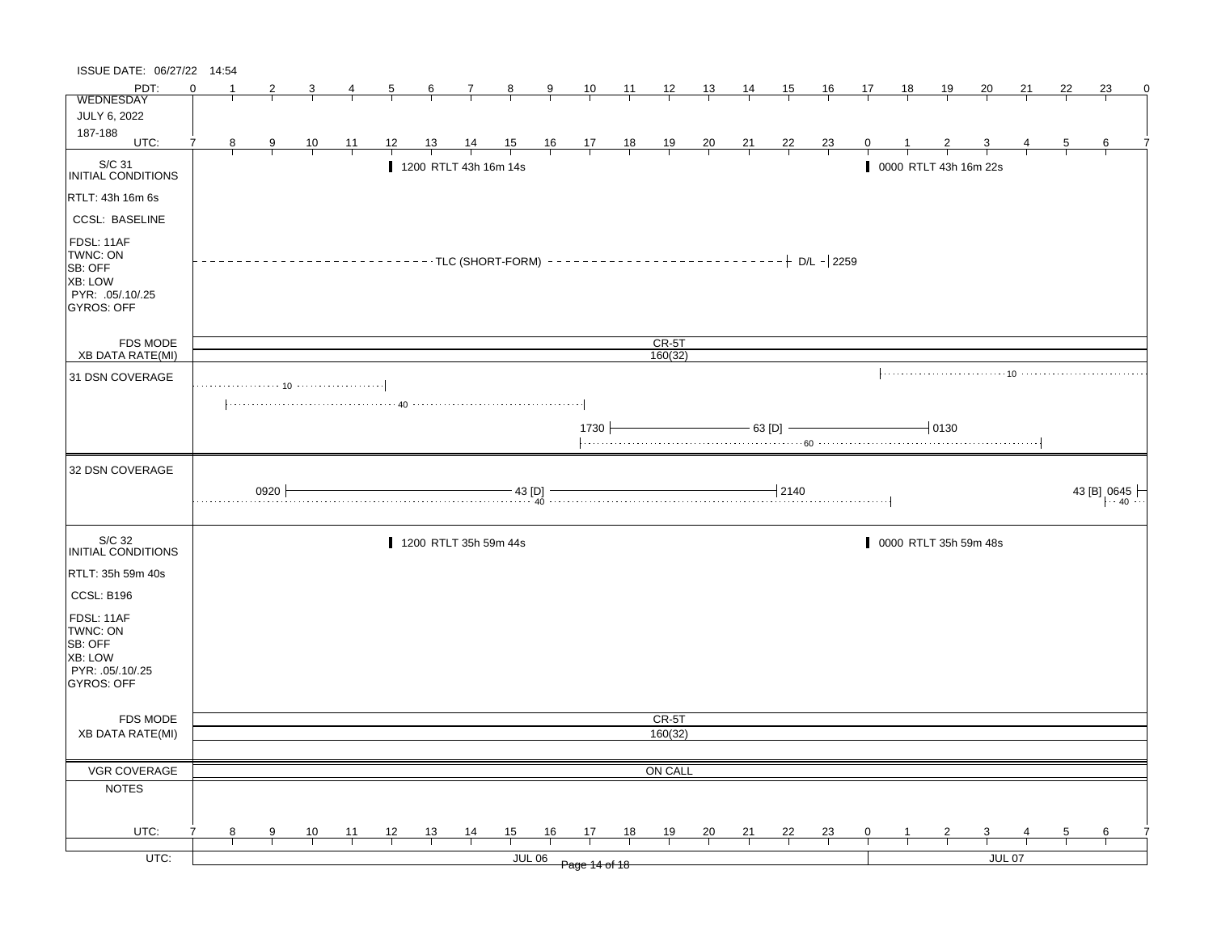ISSUE DATE: 06/27/22 14:54

| PDT: | 0 | 1 | 2 | 3 | 4 | 5 | 6 | 7 | 8 | 9 | 10 | 11 | 12 | 13 | 14 | 15 | 16 | 17 | 18 | 19 | 20 | 21 | 22 | 23 | 0 |
|---|---|---|---|---|---|---|---|---|---|---|---|---|---|---|---|---|---|---|---|---|---|---|---|---|---|
| WEDNESDAY | | | | | | | | | | | | | | | | | | | | | | | | | |
| JULY 6, 2022 | | | | | | | | | | | | | | | | | | | | | | | | | |
| 187-188 | | | | | | | | | | | | | | | | | | | | | | | | | |
| UTC: | 7 | 8 | 9 | 10 | 11 | 12 | 13 | 14 | 15 | 16 | 17 | 18 | 19 | 20 | 21 | 22 | 23 | 0 | 1 | 2 | 3 | 4 | 5 | 6 | 7 |

## S/C 31 INITIAL CONDITIONS

- RTLT: 43h 16m 6s
- CCSL: BASELINE
- FDSL: 11AF
- TWNC: ON
- SB: OFF
- XB: LOW
- PYR: .05/.10/.25
- GYROS: OFF

Events:
- 1200 RTLT 43h 16m 14s
- 0000 RTLT 43h 16m 22s
- TLC (SHORT-FORM) — D/L — 2259

FDS MODE: CR-5T

XB DATA RATE(MI): 160(32)

### 31 DSN COVERAGE

- 10 (until 1200 UTC)
- 40 (0800 – 1700 UTC)
- 1730 — 63 [D] — 0130
- 60 (1700 – 0430 UTC)
- 10 (0015 – 0700 UTC)

### 32 DSN COVERAGE

- 0920 — 43 [D] — 2140
- 40 (until 0045 UTC)
- 43 [B] 0645
- 40 (from 0645 UTC)

## S/C 32 INITIAL CONDITIONS

- RTLT: 35h 59m 40s
- CCSL: B196
- FDSL: 11AF
- TWNC: ON
- SB: OFF
- XB: LOW
- PYR: .05/.10/.25
- GYROS: OFF

Events:
- 1200 RTLT 35h 59m 44s
- 0000 RTLT 35h 59m 48s

FDS MODE: CR-5T

XB DATA RATE(MI): 160(32)

VGR COVERAGE: ON CALL

NOTES

| UTC: | 7 | 8 | 9 | 10 | 11 | 12 | 13 | 14 | 15 | 16 | 17 | 18 | 19 | 20 | 21 | 22 | 23 | 0 | 1 | 2 | 3 | 4 | 5 | 6 | 7 |
|---|---|---|---|---|---|---|---|---|---|---|---|---|---|---|---|---|---|---|---|---|---|---|---|---|---|

UTC: JUL 06 | JUL 07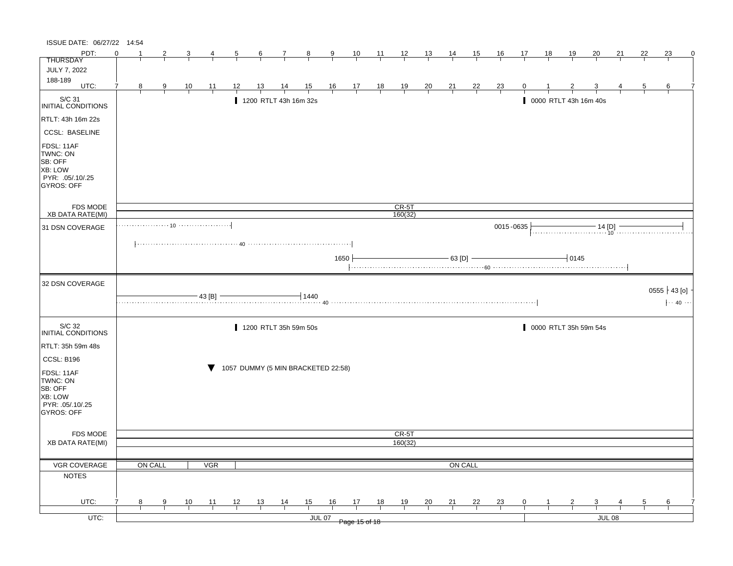ISSUE DATE: 06/27/22 14:54

**THURSDAY**
**JULY 7, 2022**
**188-189**

| PDT | 0 | 1 | 2 | 3 | 4 | 5 | 6 | 7 | 8 | 9 | 10 | 11 | 12 | 13 | 14 | 15 | 16 | 17 | 18 | 19 | 20 | 21 | 22 | 23 | 0 |
|---|---|---|---|---|---|---|---|---|---|---|---|---|---|---|---|---|---|---|---|---|---|---|---|---|---|
| UTC | 7 | 8 | 9 | 10 | 11 | 12 | 13 | 14 | 15 | 16 | 17 | 18 | 19 | 20 | 21 | 22 | 23 | 0 | 1 | 2 | 3 | 4 | 5 | 6 | 7 |

## S/C 31 INITIAL CONDITIONS

- RTLT: 43h 16m 22s
- CCSL: BASELINE
- FDSL: 11AF
- TWNC: ON
- SB: OFF
- XB: LOW
- PYR: .05/.10/.25
- GYROS: OFF

Events:
- 1200 RTLT 43h 16m 32s
- 0000 RTLT 43h 16m 40s

FDS MODE: CR-5T
XB DATA RATE(MI): 160(32)

### 31 DSN COVERAGE

- 10 (dotted, start – 1130)
- 40 (dotted, 0730 – 1700)
- 1650 — 63 [D] — 0145; 60 (dotted, 1650 – 0430)
- 0015-0635 — 14 [D]; 10 (dotted, 0015 – end)

### 32 DSN COVERAGE

- 43 [B] — 1440; 40 (dotted, start – 0045)
- 0555 — 43 [o]; 40 (dotted)

## S/C 32 INITIAL CONDITIONS

- RTLT: 35h 59m 48s
- CCSL: B196
- FDSL: 11AF
- TWNC: ON
- SB: OFF
- XB: LOW
- PYR: .05/.10/.25
- GYROS: OFF

Events:
- 1200 RTLT 35h 59m 50s
- 0000 RTLT 35h 59m 54s
- 1057 DUMMY (5 MIN BRACKETED 22:58)

FDS MODE: CR-5T
XB DATA RATE(MI): 160(32)

### VGR COVERAGE

ON CALL | VGR | ON CALL

### NOTES

UTC: JUL 07 | JUL 08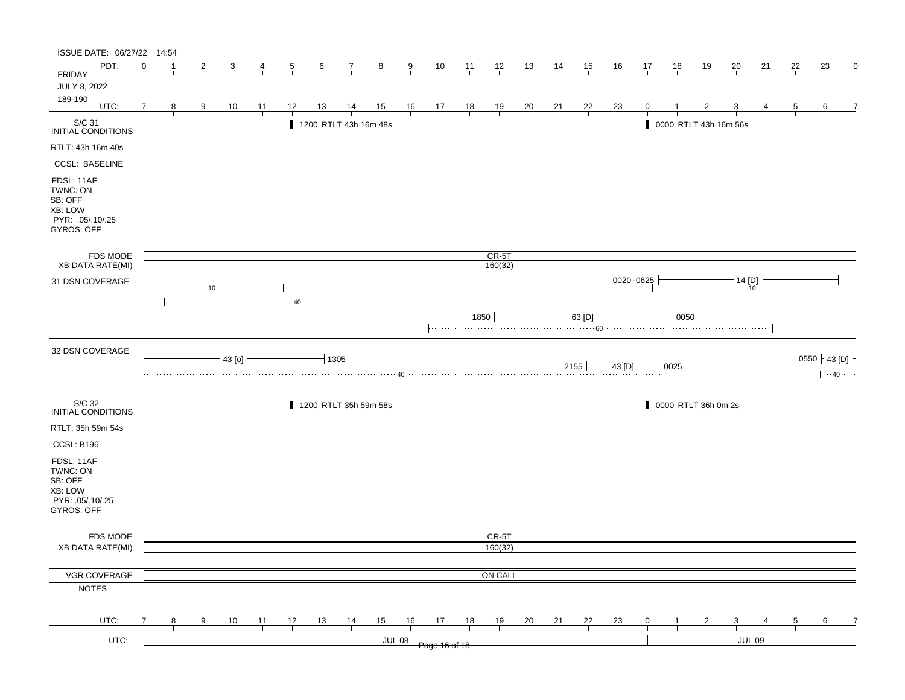ISSUE DATE: 06/27/22 14:54

| PDT: | 0 | 1 | 2 | 3 | 4 | 5 | 6 | 7 | 8 | 9 | 10 | 11 | 12 | 13 | 14 | 15 | 16 | 17 | 18 | 19 | 20 | 21 | 22 | 23 | 0 |
|---|---|---|---|---|---|---|---|---|---|---|---|---|---|---|---|---|---|---|---|---|---|---|---|---|---|
| FRIDAY<br>JULY 8, 2022<br>189-190 | | | | | | | | | | | | | | | | | | | | | | | | | |
| UTC: | 7 | 8 | 9 | 10 | 11 | 12 | 13 | 14 | 15 | 16 | 17 | 18 | 19 | 20 | 21 | 22 | 23 | 0 | 1 | 2 | 3 | 4 | 5 | 6 | 7 |

## S/C 31 INITIAL CONDITIONS

- RTLT: 43h 16m 40s
- CCSL: BASELINE
- FDSL: 11AF
- TWNC: ON
- SB: OFF
- XB: LOW
- PYR: .05/.10/.25
- GYROS: OFF

Events:
- 1200 RTLT 43h 16m 48s
- 0000 RTLT 43h 16m 56s

FDS MODE: CR-5T

XB DATA RATE(MI): 160(32)

### 31 DSN COVERAGE

- ········ 10 ········ (to ~12 UTC)
- ········ 40 ········ (~8 to ~17 UTC)
- 1850 ——— 63 [D] ——— 0050
- ········ 60 ········ (~17 to ~4 UTC)
- 0020-0625 ——— 14 [D] ———
- ········ 10 ········

### 32 DSN COVERAGE

- ——— 43 [o] ——— 1305
- ········ 40 ········
- 2155 ——— 43 [D] ——— 0025
- 0550 ——— 43 [D]
- ···· 40 ····

## S/C 32 INITIAL CONDITIONS

- RTLT: 35h 59m 54s
- CCSL: B196
- FDSL: 11AF
- TWNC: ON
- SB: OFF
- XB: LOW
- PYR: .05/.10/.25
- GYROS: OFF

Events:
- 1200 RTLT 35h 59m 58s
- 0000 RTLT 36h 0m 2s

FDS MODE: CR-5T

XB DATA RATE(MI): 160(32)

VGR COVERAGE: ON CALL

NOTES:

| UTC: | 7 | 8 | 9 | 10 | 11 | 12 | 13 | 14 | 15 | 16 | 17 | 18 | 19 | 20 | 21 | 22 | 23 | 0 | 1 | 2 | 3 | 4 | 5 | 6 | 7 |
|---|---|---|---|---|---|---|---|---|---|---|---|---|---|---|---|---|---|---|---|---|---|---|---|---|---|
| UTC: | JUL 08 | | | | | | | | | | | | | | | | | JUL 09 | | | | | | | |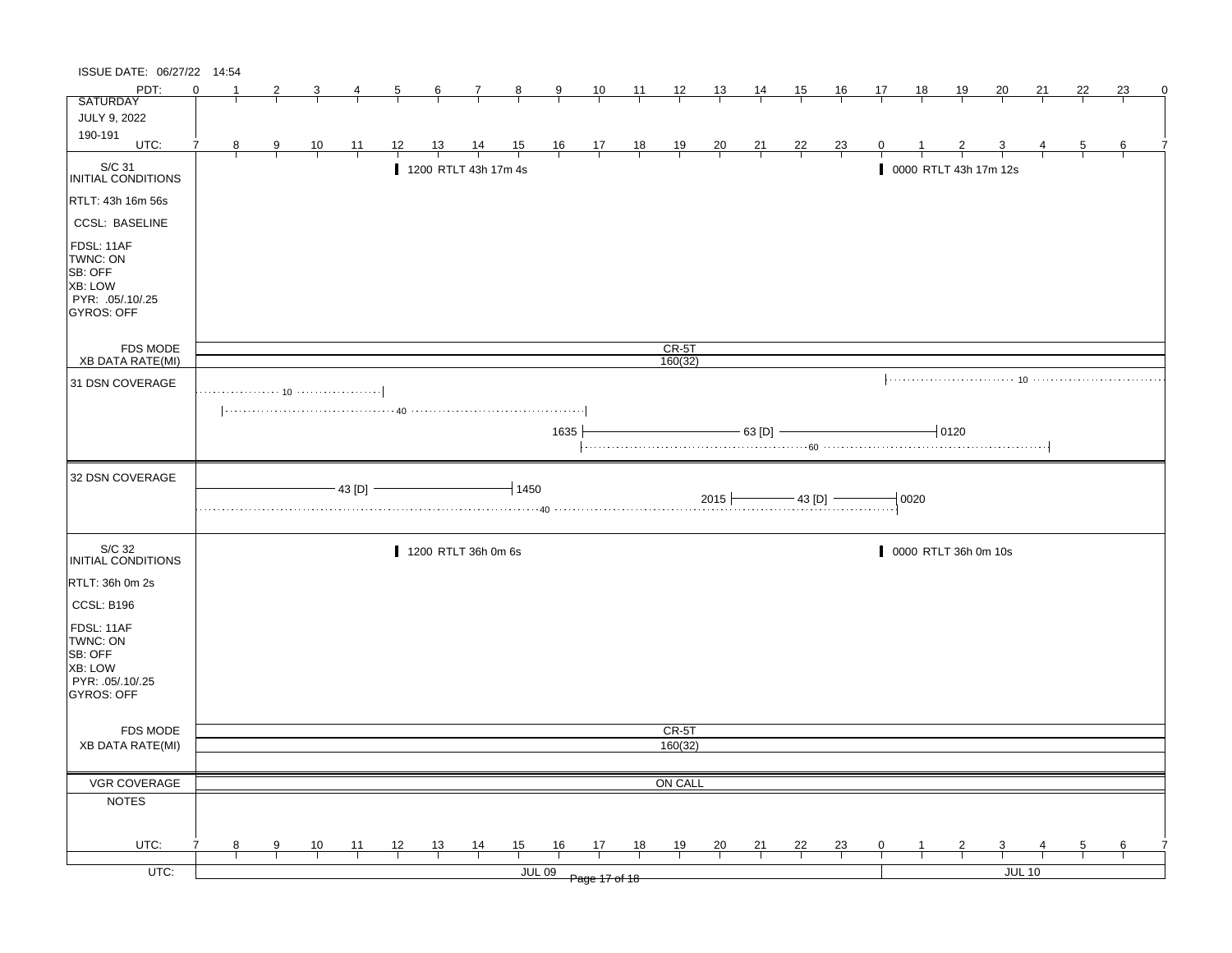ISSUE DATE: 06/27/22 14:54

| PDT: | 0 | 1 | 2 | 3 | 4 | 5 | 6 | 7 | 8 | 9 | 10 | 11 | 12 | 13 | 14 | 15 | 16 | 17 | 18 | 19 | 20 | 21 | 22 | 23 | 0 |
|---|---|---|---|---|---|---|---|---|---|---|---|---|---|---|---|---|---|---|---|---|---|---|---|---|---|
| UTC: | 7 | 8 | 9 | 10 | 11 | 12 | 13 | 14 | 15 | 16 | 17 | 18 | 19 | 20 | 21 | 22 | 23 | 0 | 1 | 2 | 3 | 4 | 5 | 6 | 7 |

SATURDAY
JULY 9, 2022
190-191

**S/C 31 INITIAL CONDITIONS**

RTLT: 43h 16m 56s

CCSL: BASELINE

FDSL: 11AF
TWNC: ON
SB: OFF
XB: LOW
PYR: .05/.10/.25
GYROS: OFF

- 1200 RTLT 43h 17m 4s
- 0000 RTLT 43h 17m 12s

FDS MODE: CR-5T
XB DATA RATE(MI): 160(32)

**31 DSN COVERAGE**

- 10 (until ~1100 UTC)
- 40 (~0800 – ~1700 UTC)
- 1635 — 63 [D] — 0120
- 60 (~1700 – ~0400 UTC)
- 10 (~0000 UTC onward)

**32 DSN COVERAGE**

- 43 [D] — 1450
- 2015 — 43 [D] — 0020
- 40 (until ~0020 UTC)

**S/C 32 INITIAL CONDITIONS**

RTLT: 36h 0m 2s

CCSL: B196

FDSL: 11AF
TWNC: ON
SB: OFF
XB: LOW
PYR: .05/.10/.25
GYROS: OFF

- 1200 RTLT 36h 0m 6s
- 0000 RTLT 36h 0m 10s

FDS MODE: CR-5T
XB DATA RATE(MI): 160(32)

VGR COVERAGE: ON CALL

NOTES

UTC: JUL 09 | JUL 10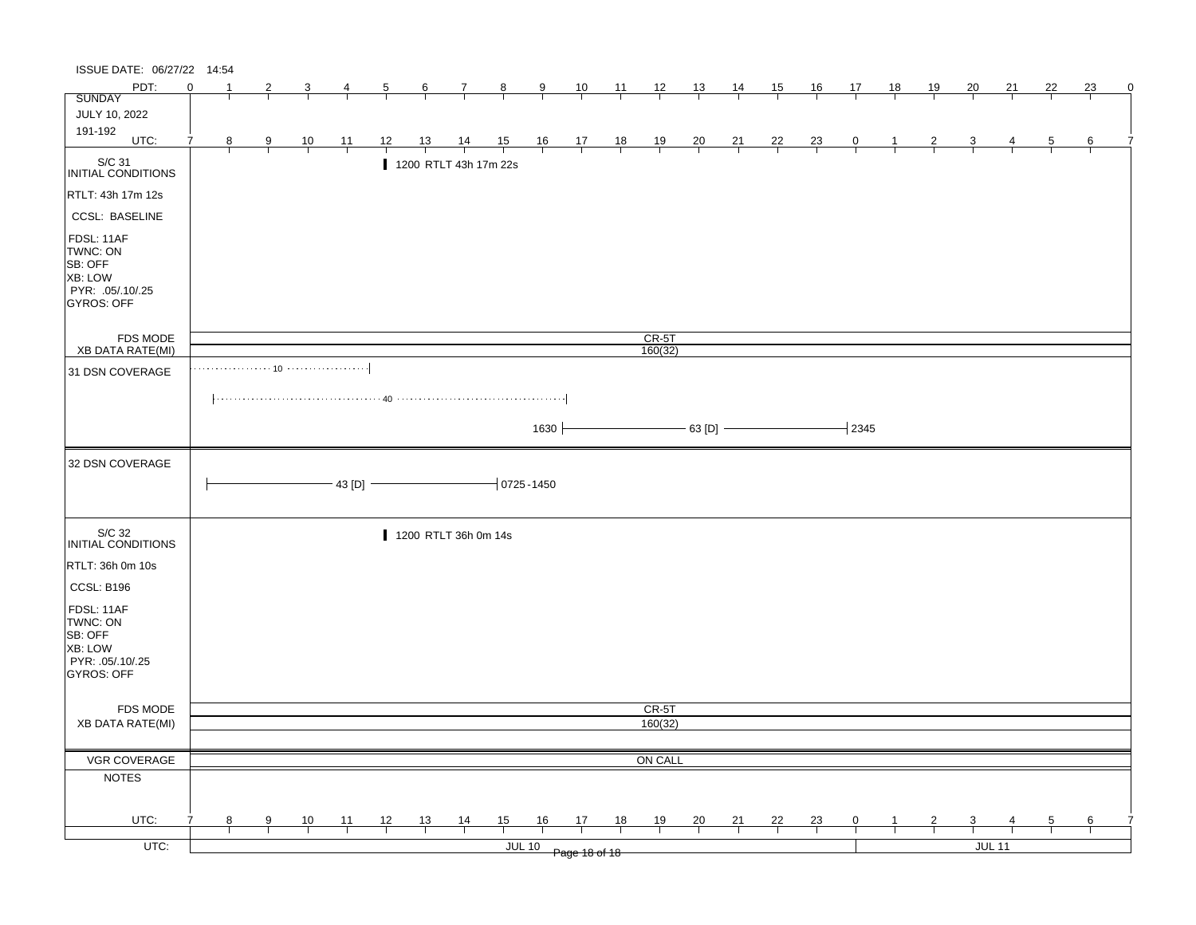ISSUE DATE: 06/27/22 14:54

SUNDAY

JULY 10, 2022

191-192

PDT: 0 1 2 3 4 5 6 7 8 9 10 11 12 13 14 15 16 17 18 19 20 21 22 23 0

UTC: 7 8 9 10 11 12 13 14 15 16 17 18 19 20 21 22 23 0 1 2 3 4 5 6 7

**S/C 31 INITIAL CONDITIONS**

RTLT: 43h 17m 12s

CCSL: BASELINE

FDSL: 11AF
TWNC: ON
SB: OFF
XB: LOW
PYR: .05/.10/.25
GYROS: OFF

1200 RTLT 43h 17m 22s

FDS MODE: CR-5T

XB DATA RATE(MI): 160(32)

**31 DSN COVERAGE**

10

40

1630 — 63 [D] — 2345

**32 DSN COVERAGE**

43 [D] — 0725-1450

**S/C 32 INITIAL CONDITIONS**

RTLT: 36h 0m 10s

CCSL: B196

FDSL: 11AF
TWNC: ON
SB: OFF
XB: LOW
PYR: .05/.10/.25
GYROS: OFF

1200 RTLT 36h 0m 14s

FDS MODE: CR-5T

XB DATA RATE(MI): 160(32)

VGR COVERAGE: ON CALL

NOTES

UTC: 7 8 9 10 11 12 13 14 15 16 17 18 19 20 21 22 23 0 1 2 3 4 5 6 7

UTC: JUL 10 | JUL 11